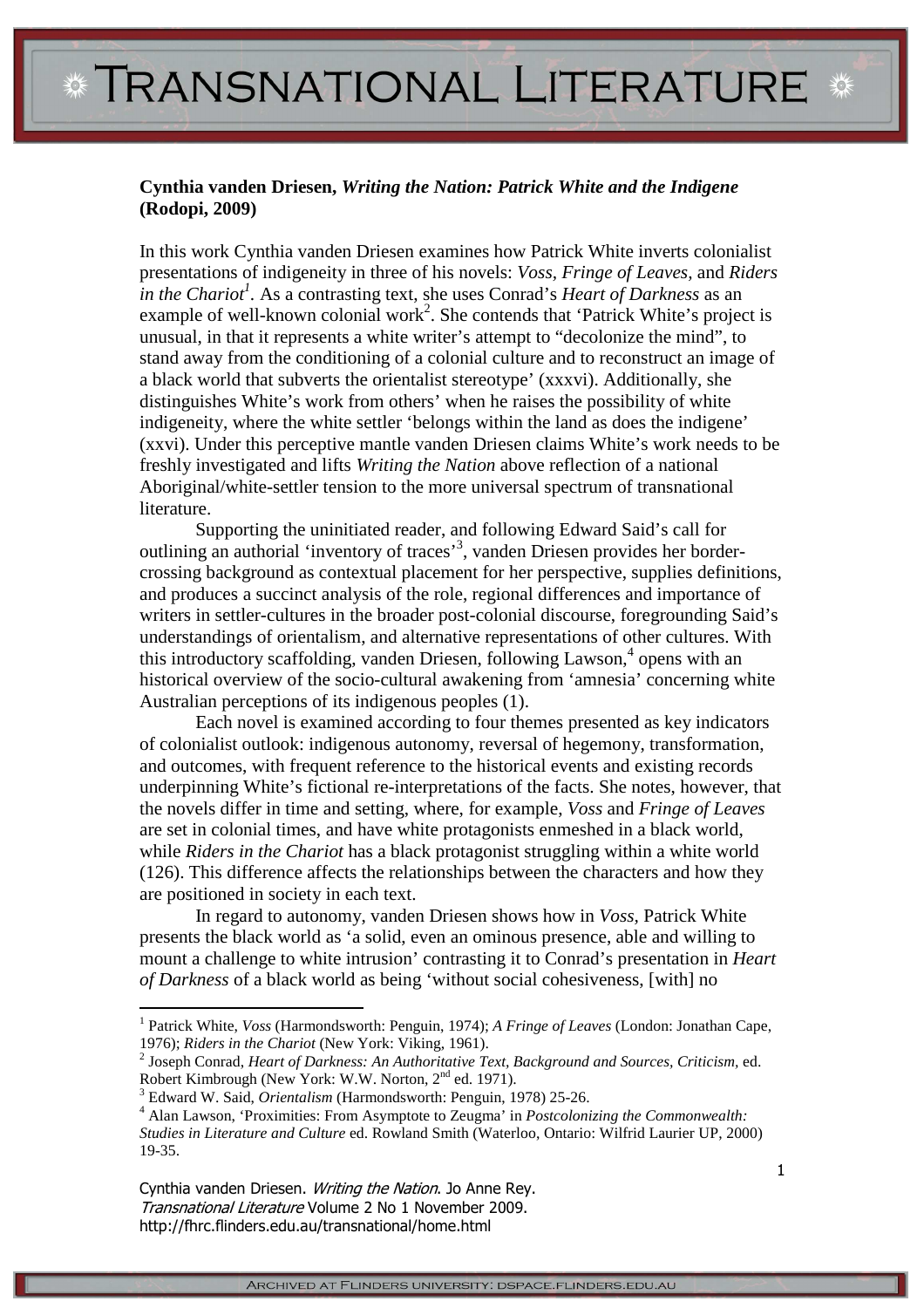**Cynthia vanden Driesen, *Writing the Nation: Patrick White and the Indigene* (Rodopi, 2009)**

In this work Cynthia vanden Driesen examines how Patrick White inverts colonialist presentations of indigeneity in three of his novels: *Voss*, *Fringe of Leaves,* and *Riders in the Chariot*[1]. As a contrasting text, she uses Conrad's *Heart of Darkness* as an example of well-known colonial work[2]. She contends that 'Patrick White's project is unusual, in that it represents a white writer's attempt to "decolonize the mind", to stand away from the conditioning of a colonial culture and to reconstruct an image of a black world that subverts the orientalist stereotype' (xxxvi). Additionally, she distinguishes White's work from others' when he raises the possibility of white indigeneity, where the white settler 'belongs within the land as does the indigene' (xxvi). Under this perceptive mantle vanden Driesen claims White's work needs to be freshly investigated and lifts *Writing the Nation* above reflection of a national Aboriginal/white-settler tension to the more universal spectrum of transnational literature.

Supporting the uninitiated reader, and following Edward Said's call for outlining an authorial 'inventory of traces'[3], vanden Driesen provides her border-crossing background as contextual placement for her perspective, supplies definitions, and produces a succinct analysis of the role, regional differences and importance of writers in settler-cultures in the broader post-colonial discourse, foregrounding Said's understandings of orientalism, and alternative representations of other cultures. With this introductory scaffolding, vanden Driesen, following Lawson,[4] opens with an historical overview of the socio-cultural awakening from 'amnesia' concerning white Australian perceptions of its indigenous peoples (1).

Each novel is examined according to four themes presented as key indicators of colonialist outlook: indigenous autonomy, reversal of hegemony, transformation, and outcomes, with frequent reference to the historical events and existing records underpinning White's fictional re-interpretations of the facts. She notes, however, that the novels differ in time and setting, where, for example, *Voss* and *Fringe of Leaves* are set in colonial times, and have white protagonists enmeshed in a black world, while *Riders in the Chariot* has a black protagonist struggling within a white world (126). This difference affects the relationships between the characters and how they are positioned in society in each text.

In regard to autonomy, vanden Driesen shows how in *Voss,* Patrick White presents the black world as 'a solid, even an ominous presence, able and willing to mount a challenge to white intrusion' contrasting it to Conrad's presentation in *Heart of Darkness* of a black world as being 'without social cohesiveness, [with] no

---

[1] Patrick White, *Voss* (Harmondsworth: Penguin, 1974); *A Fringe of Leaves* (London: Jonathan Cape, 1976); *Riders in the Chariot* (New York: Viking, 1961).

[2] Joseph Conrad, *Heart of Darkness: An Authoritative Text, Background and Sources, Criticism*, ed. Robert Kimbrough (New York: W.W. Norton, 2nd ed. 1971).

[3] Edward W. Said, *Orientalism* (Harmondsworth: Penguin, 1978) 25-26.

[4] Alan Lawson, 'Proximities: From Asymptote to Zeugma' in *Postcolonizing the Commonwealth: Studies in Literature and Culture* ed. Rowland Smith (Waterloo, Ontario: Wilfrid Laurier UP, 2000) 19-35.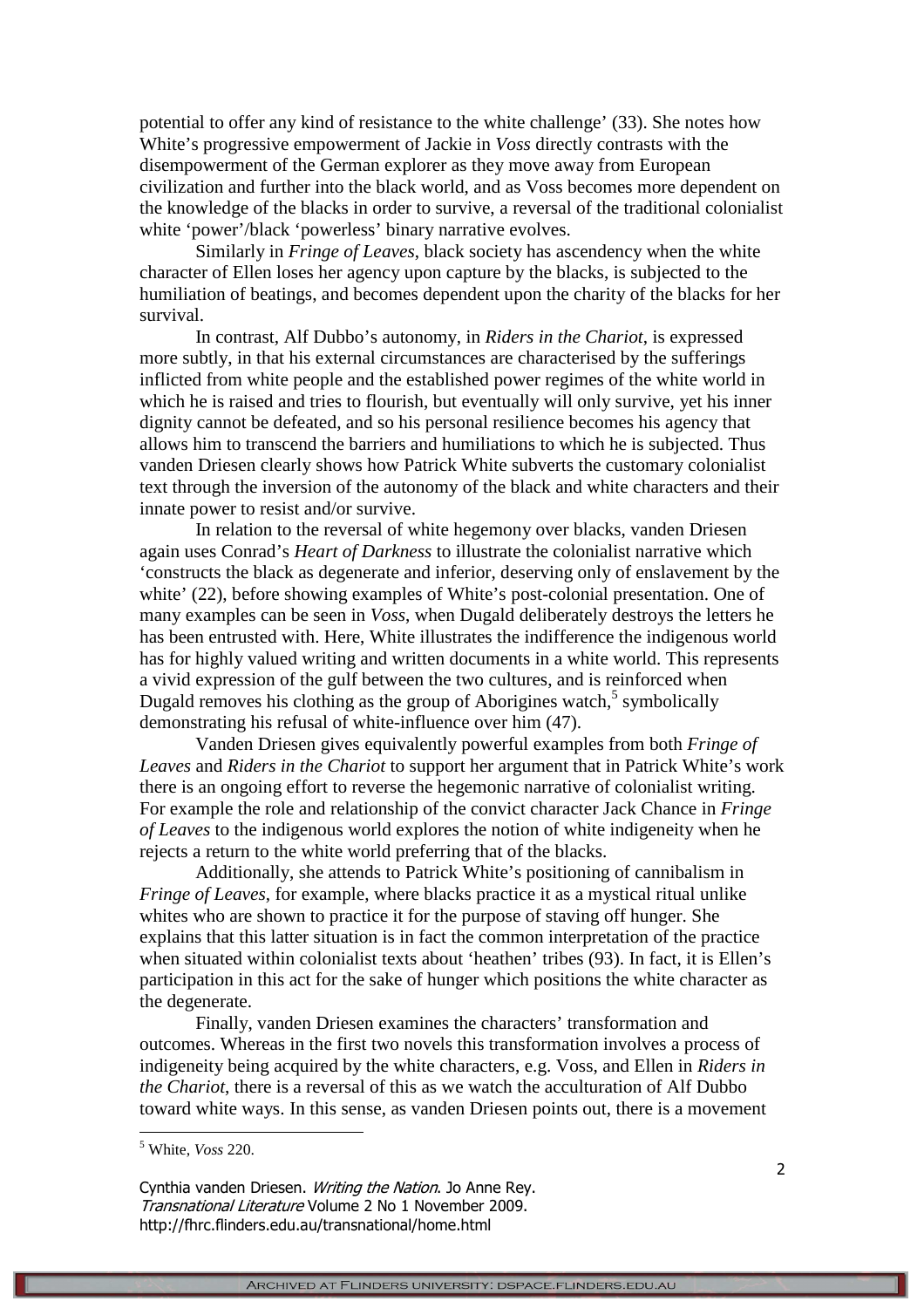potential to offer any kind of resistance to the white challenge' (33). She notes how White's progressive empowerment of Jackie in *Voss* directly contrasts with the disempowerment of the German explorer as they move away from European civilization and further into the black world, and as Voss becomes more dependent on the knowledge of the blacks in order to survive, a reversal of the traditional colonialist white 'power'/black 'powerless' binary narrative evolves.

Similarly in *Fringe of Leaves*, black society has ascendency when the white character of Ellen loses her agency upon capture by the blacks, is subjected to the humiliation of beatings, and becomes dependent upon the charity of the blacks for her survival.

In contrast, Alf Dubbo's autonomy, in *Riders in the Chariot*, is expressed more subtly, in that his external circumstances are characterised by the sufferings inflicted from white people and the established power regimes of the white world in which he is raised and tries to flourish, but eventually will only survive, yet his inner dignity cannot be defeated, and so his personal resilience becomes his agency that allows him to transcend the barriers and humiliations to which he is subjected. Thus vanden Driesen clearly shows how Patrick White subverts the customary colonialist text through the inversion of the autonomy of the black and white characters and their innate power to resist and/or survive.

In relation to the reversal of white hegemony over blacks, vanden Driesen again uses Conrad's *Heart of Darkness* to illustrate the colonialist narrative which 'constructs the black as degenerate and inferior, deserving only of enslavement by the white' (22), before showing examples of White's post-colonial presentation. One of many examples can be seen in *Voss*, when Dugald deliberately destroys the letters he has been entrusted with. Here, White illustrates the indifference the indigenous world has for highly valued writing and written documents in a white world. This represents a vivid expression of the gulf between the two cultures, and is reinforced when Dugald removes his clothing as the group of Aborigines watch,[5] symbolically demonstrating his refusal of white-influence over him (47).

Vanden Driesen gives equivalently powerful examples from both *Fringe of Leaves* and *Riders in the Chariot* to support her argument that in Patrick White's work there is an ongoing effort to reverse the hegemonic narrative of colonialist writing. For example the role and relationship of the convict character Jack Chance in *Fringe of Leaves* to the indigenous world explores the notion of white indigeneity when he rejects a return to the white world preferring that of the blacks.

Additionally, she attends to Patrick White's positioning of cannibalism in *Fringe of Leaves*, for example, where blacks practice it as a mystical ritual unlike whites who are shown to practice it for the purpose of staving off hunger. She explains that this latter situation is in fact the common interpretation of the practice when situated within colonialist texts about 'heathen' tribes (93). In fact, it is Ellen's participation in this act for the sake of hunger which positions the white character as the degenerate.

Finally, vanden Driesen examines the characters' transformation and outcomes. Whereas in the first two novels this transformation involves a process of indigeneity being acquired by the white characters, e.g. Voss, and Ellen in *Riders in the Chariot*, there is a reversal of this as we watch the acculturation of Alf Dubbo toward white ways. In this sense, as vanden Driesen points out, there is a movement

[5] White, *Voss* 220.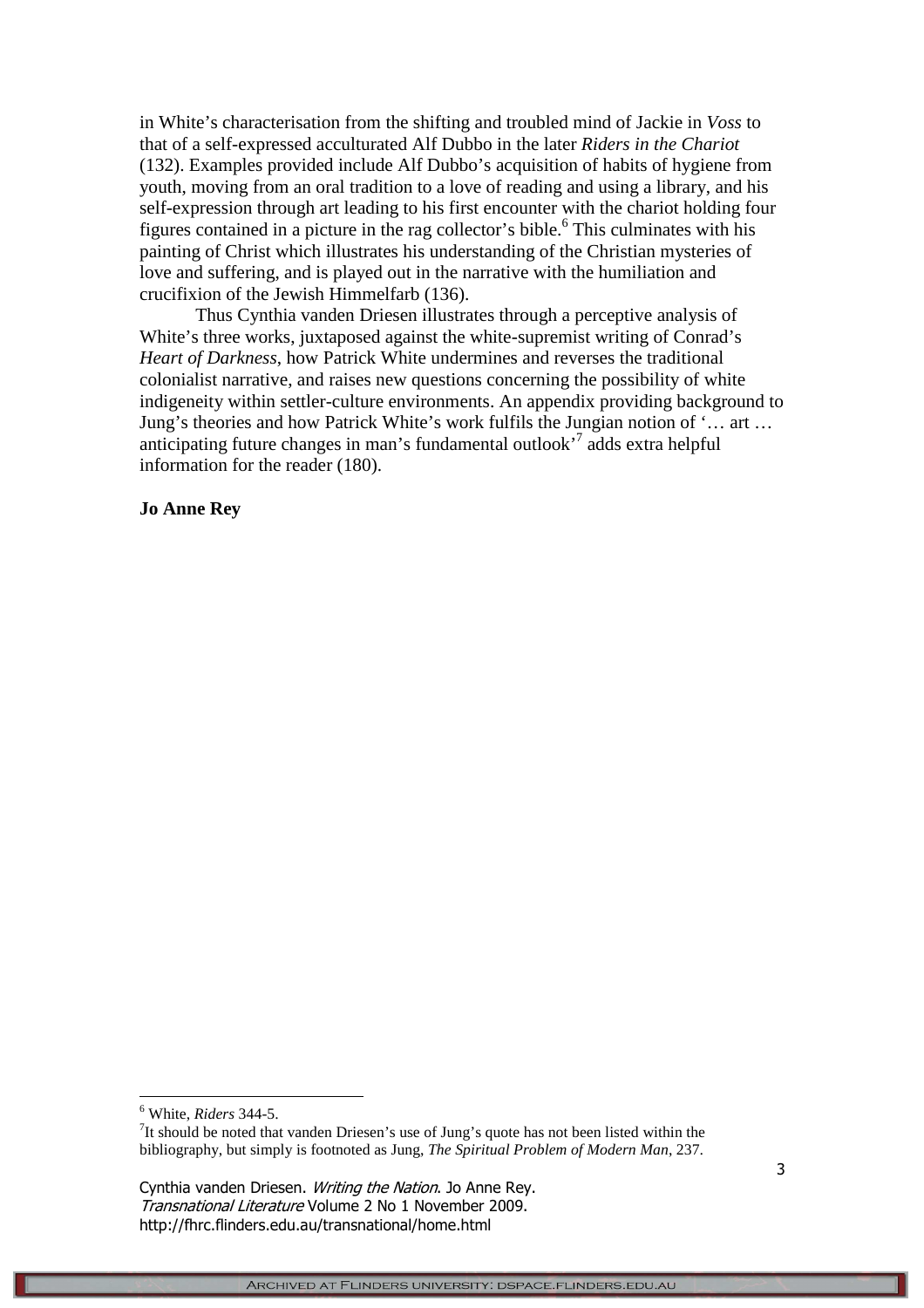in White's characterisation from the shifting and troubled mind of Jackie in *Voss* to that of a self-expressed acculturated Alf Dubbo in the later *Riders in the Chariot* (132). Examples provided include Alf Dubbo's acquisition of habits of hygiene from youth, moving from an oral tradition to a love of reading and using a library, and his self-expression through art leading to his first encounter with the chariot holding four figures contained in a picture in the rag collector's bible.[6] This culminates with his painting of Christ which illustrates his understanding of the Christian mysteries of love and suffering, and is played out in the narrative with the humiliation and crucifixion of the Jewish Himmelfarb (136).

Thus Cynthia vanden Driesen illustrates through a perceptive analysis of White's three works, juxtaposed against the white-supremist writing of Conrad's *Heart of Darkness*, how Patrick White undermines and reverses the traditional colonialist narrative, and raises new questions concerning the possibility of white indigeneity within settler-culture environments. An appendix providing background to Jung's theories and how Patrick White's work fulfils the Jungian notion of '… art … anticipating future changes in man's fundamental outlook'[7] adds extra helpful information for the reader (180).

**Jo Anne Rey**

---

[6] White, *Riders* 344-5.

[7] It should be noted that vanden Driesen's use of Jung's quote has not been listed within the bibliography, but simply is footnoted as Jung, *The Spiritual Problem of Modern Man*, 237.